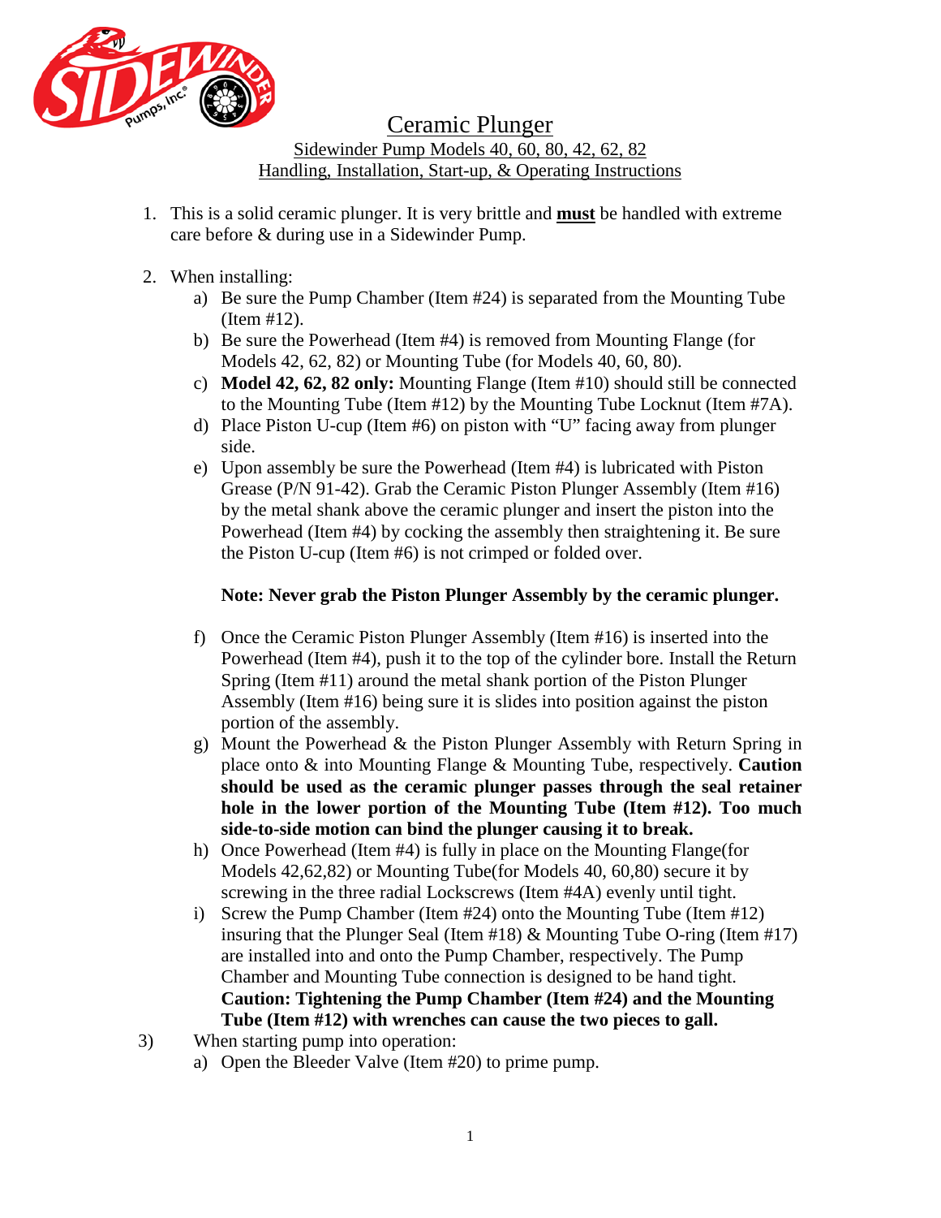# Ceramic Plunger

Sidewinder Pump Models 40, 60, 80, 42, 62, 82
Handling, Installation, Start-up, & Operating Instructions

1. This is a solid ceramic plunger. It is very brittle and **must** be handled with extreme care before & during use in a Sidewinder Pump.

2. When installing:
   a) Be sure the Pump Chamber (Item #24) is separated from the Mounting Tube (Item #12).
   b) Be sure the Powerhead (Item #4) is removed from Mounting Flange (for Models 42, 62, 82) or Mounting Tube (for Models 40, 60, 80).
   c) **Model 42, 62, 82 only:** Mounting Flange (Item #10) should still be connected to the Mounting Tube (Item #12) by the Mounting Tube Locknut (Item #7A).
   d) Place Piston U-cup (Item #6) on piston with "U" facing away from plunger side.
   e) Upon assembly be sure the Powerhead (Item #4) is lubricated with Piston Grease (P/N 91-42). Grab the Ceramic Piston Plunger Assembly (Item #16) by the metal shank above the ceramic plunger and insert the piston into the Powerhead (Item #4) by cocking the assembly then straightening it. Be sure the Piston U-cup (Item #6) is not crimped or folded over.

   **Note: Never grab the Piston Plunger Assembly by the ceramic plunger.**

   f) Once the Ceramic Piston Plunger Assembly (Item #16) is inserted into the Powerhead (Item #4), push it to the top of the cylinder bore. Install the Return Spring (Item #11) around the metal shank portion of the Piston Plunger Assembly (Item #16) being sure it is slides into position against the piston portion of the assembly.
   g) Mount the Powerhead & the Piston Plunger Assembly with Return Spring in place onto & into Mounting Flange & Mounting Tube, respectively. **Caution should be used as the ceramic plunger passes through the seal retainer hole in the lower portion of the Mounting Tube (Item #12). Too much side-to-side motion can bind the plunger causing it to break.**
   h) Once Powerhead (Item #4) is fully in place on the Mounting Flange(for Models 42,62,82) or Mounting Tube(for Models 40, 60,80) secure it by screwing in the three radial Lockscrews (Item #4A) evenly until tight.
   i) Screw the Pump Chamber (Item #24) onto the Mounting Tube (Item #12) insuring that the Plunger Seal (Item #18) & Mounting Tube O-ring (Item #17) are installed into and onto the Pump Chamber, respectively. The Pump Chamber and Mounting Tube connection is designed to be hand tight. **Caution: Tightening the Pump Chamber (Item #24) and the Mounting Tube (Item #12) with wrenches can cause the two pieces to gall.**

3) When starting pump into operation:
   a) Open the Bleeder Valve (Item #20) to prime pump.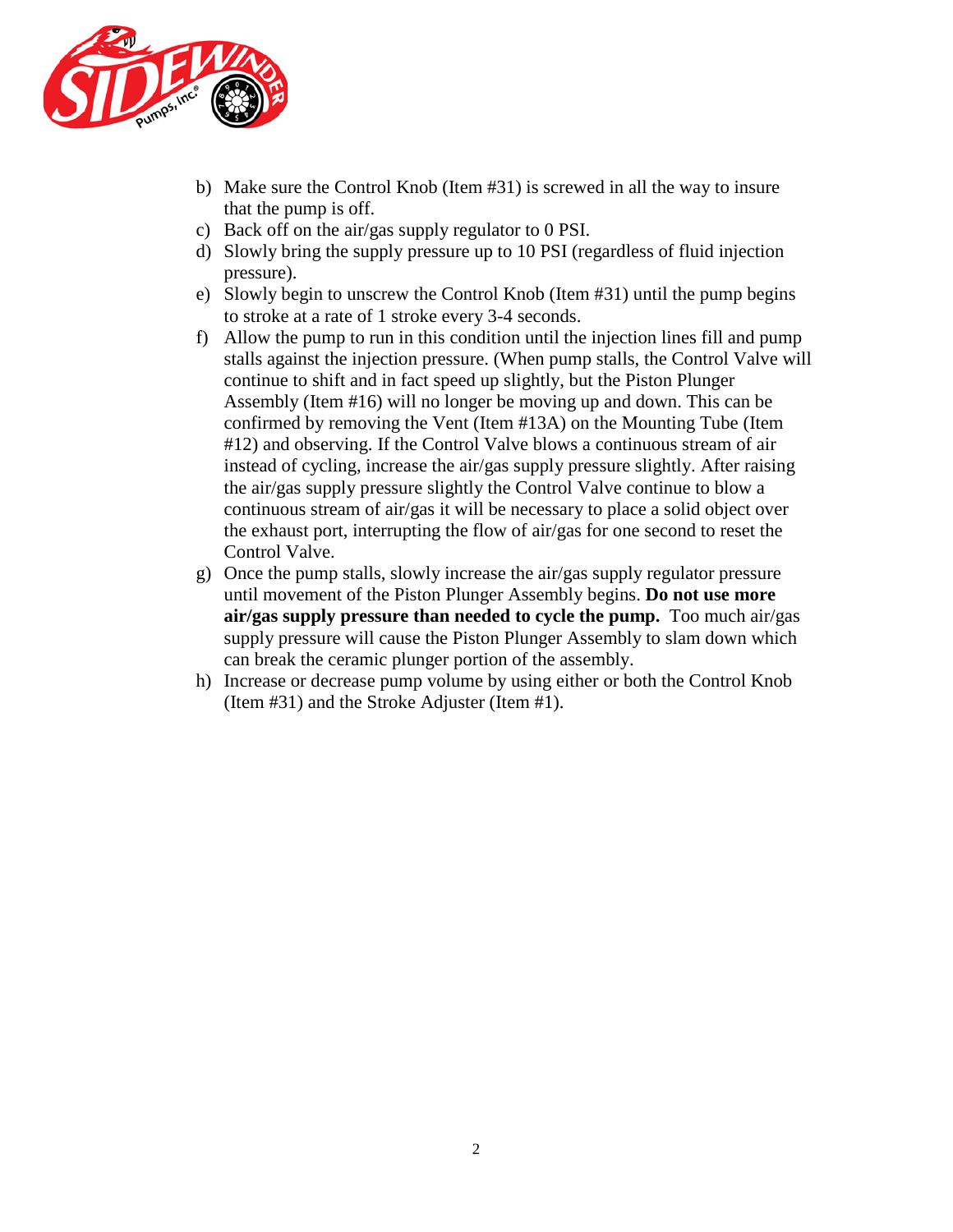b) Make sure the Control Knob (Item #31) is screwed in all the way to insure that the pump is off.
c) Back off on the air/gas supply regulator to 0 PSI.
d) Slowly bring the supply pressure up to 10 PSI (regardless of fluid injection pressure).
e) Slowly begin to unscrew the Control Knob (Item #31) until the pump begins to stroke at a rate of 1 stroke every 3-4 seconds.
f) Allow the pump to run in this condition until the injection lines fill and pump stalls against the injection pressure. (When pump stalls, the Control Valve will continue to shift and in fact speed up slightly, but the Piston Plunger Assembly (Item #16) will no longer be moving up and down. This can be confirmed by removing the Vent (Item #13A) on the Mounting Tube (Item #12) and observing. If the Control Valve blows a continuous stream of air instead of cycling, increase the air/gas supply pressure slightly. After raising the air/gas supply pressure slightly the Control Valve continue to blow a continuous stream of air/gas it will be necessary to place a solid object over the exhaust port, interrupting the flow of air/gas for one second to reset the Control Valve.
g) Once the pump stalls, slowly increase the air/gas supply regulator pressure until movement of the Piston Plunger Assembly begins. **Do not use more air/gas supply pressure than needed to cycle the pump.** Too much air/gas supply pressure will cause the Piston Plunger Assembly to slam down which can break the ceramic plunger portion of the assembly.
h) Increase or decrease pump volume by using either or both the Control Knob (Item #31) and the Stroke Adjuster (Item #1).